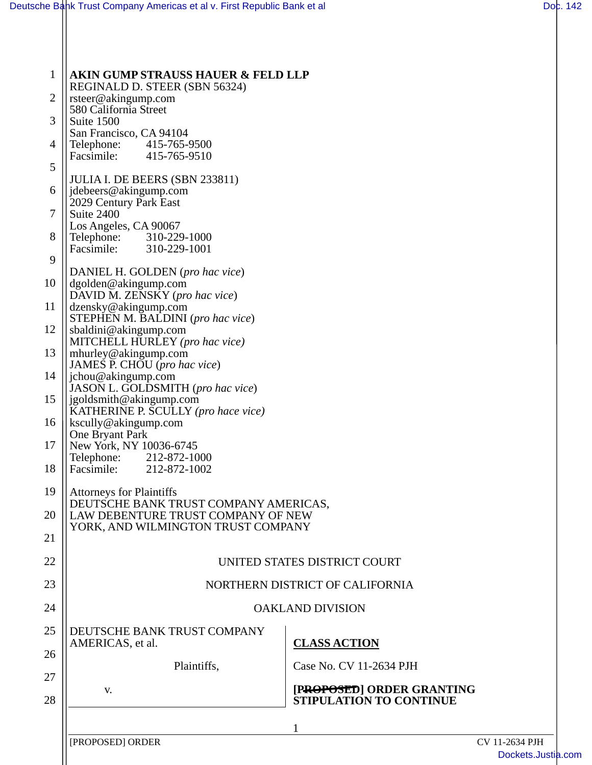**AKIN GUMP STRAUSS HAUER & FELD LLP**
REGINALD D. STEER (SBN 56324)
rsteer@akingump.com
580 California Street
Suite 1500
San Francisco, CA 94104
Telephone: 415-765-9500
Facsimile: 415-765-9510

JULIA I. DE BEERS (SBN 233811)
jdebeers@akingump.com
2029 Century Park East
Suite 2400
Los Angeles, CA 90067
Telephone: 310-229-1000
Facsimile: 310-229-1001

DANIEL H. GOLDEN (*pro hac vice*)
dgolden@akingump.com
DAVID M. ZENSKY (*pro hac vice*)
dzensky@akingump.com
STEPHEN M. BALDINI (*pro hac vice*)
sbaldini@akingump.com
MITCHELL HURLEY (*pro hac vice)*
mhurley@akingump.com
JAMES P. CHOU (*pro hac vice*)
jchou@akingump.com
JASON L. GOLDSMITH (*pro hac vice*)
jgoldsmith@akingump.com
KATHERINE P. SCULLY (*pro hace vice)*
kscully@akingump.com
One Bryant Park
New York, NY 10036-6745
Telephone: 212-872-1000
Facsimile: 212-872-1002

Attorneys for Plaintiffs
DEUTSCHE BANK TRUST COMPANY AMERICAS,
LAW DEBENTURE TRUST COMPANY OF NEW
YORK, AND WILMINGTON TRUST COMPANY

UNITED STATES DISTRICT COURT

NORTHERN DISTRICT OF CALIFORNIA

OAKLAND DIVISION

DEUTSCHE BANK TRUST COMPANY AMERICAS, et al.

Plaintiffs,

v.

**CLASS ACTION**

Case No. CV 11-2634 PJH

**[~~PROPOSED~~] ORDER GRANTING STIPULATION TO CONTINUE**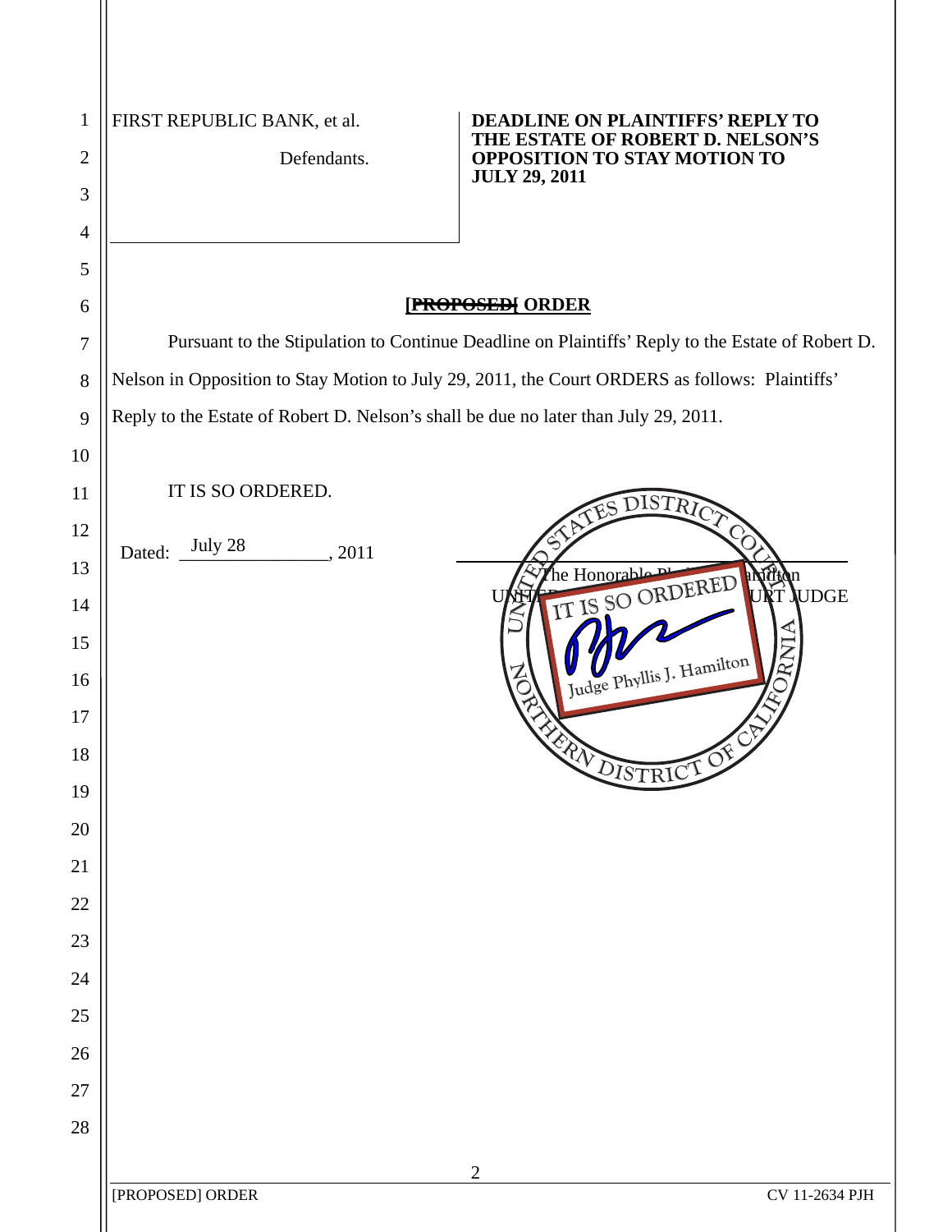FIRST REPUBLIC BANK, et al.

Defendants.

**DEADLINE ON PLAINTIFFS' REPLY TO THE ESTATE OF ROBERT D. NELSON'S OPPOSITION TO STAY MOTION TO JULY 29, 2011**

**~~[PROPOSED]~~ ORDER**

Pursuant to the Stipulation to Continue Deadline on Plaintiffs' Reply to the Estate of Robert D. Nelson in Opposition to Stay Motion to July 29, 2011, the Court ORDERS as follows: Plaintiffs' Reply to the Estate of Robert D. Nelson's shall be due no later than July 29, 2011.

IT IS SO ORDERED.

Dated: July 28, 2011

The Honorable Phyllis J. Hamilton
UNITED STATES DISTRICT COURT JUDGE

UNITED STATES DISTRICT COURT NORTHERN DISTRICT OF CALIFORNIA
IT IS SO ORDERED
Judge Phyllis J. Hamilton

[PROPOSED] ORDER CV 11-2634 PJH